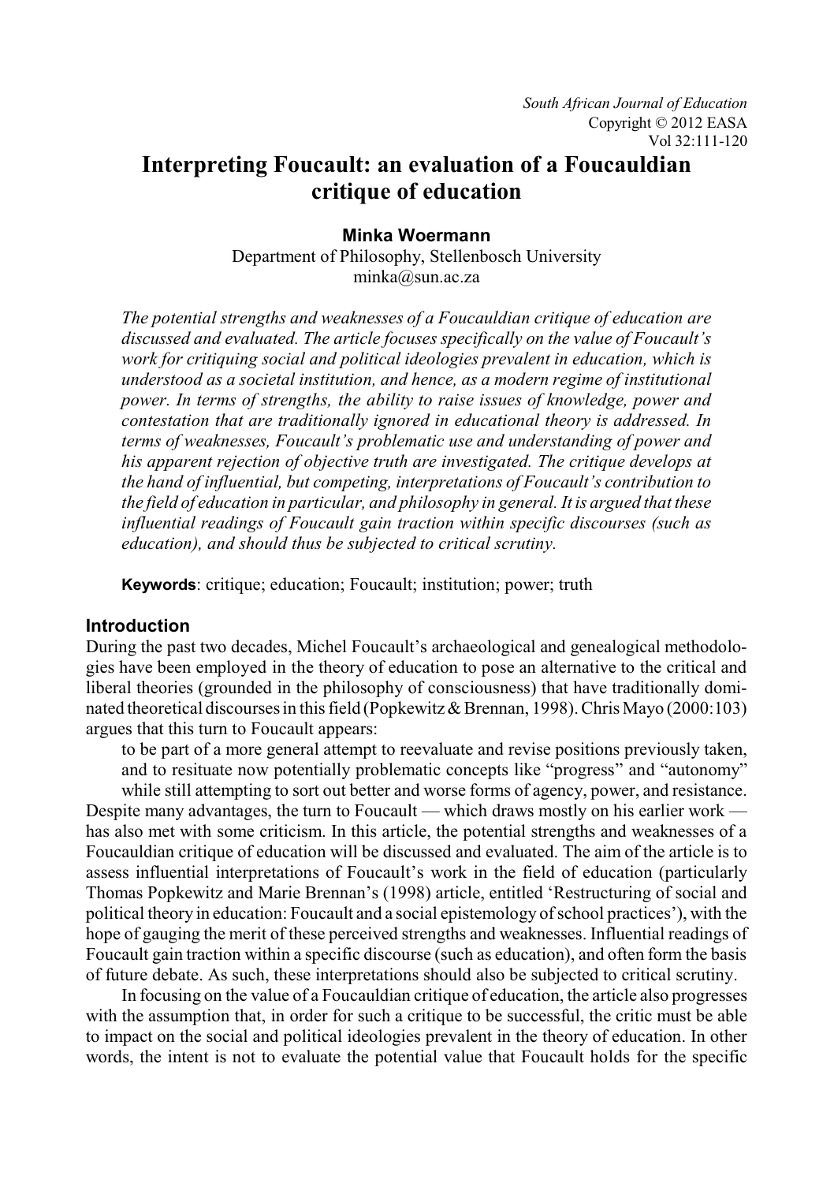# Interpreting Foucault: an evaluation of a Foucauldian critique of education

**Minka Woermann**

Department of Philosophy, Stellenbosch University
minka@sun.ac.za

*The potential strengths and weaknesses of a Foucauldian critique of education are discussed and evaluated. The article focuses specifically on the value of Foucault's work for critiquing social and political ideologies prevalent in education, which is understood as a societal institution, and hence, as a modern regime of institutional power. In terms of strengths, the ability to raise issues of knowledge, power and contestation that are traditionally ignored in educational theory is addressed. In terms of weaknesses, Foucault's problematic use and understanding of power and his apparent rejection of objective truth are investigated. The critique develops at the hand of influential, but competing, interpretations of Foucault's contribution to the field of education in particular, and philosophy in general. It is argued that these influential readings of Foucault gain traction within specific discourses (such as education), and should thus be subjected to critical scrutiny.*

**Keywords**: critique; education; Foucault; institution; power; truth

## Introduction

During the past two decades, Michel Foucault's archaeological and genealogical methodologies have been employed in the theory of education to pose an alternative to the critical and liberal theories (grounded in the philosophy of consciousness) that have traditionally dominated theoretical discourses in this field (Popkewitz & Brennan, 1998). Chris Mayo (2000:103) argues that this turn to Foucault appears:

> to be part of a more general attempt to reevaluate and revise positions previously taken, and to resituate now potentially problematic concepts like "progress" and "autonomy" while still attempting to sort out better and worse forms of agency, power, and resistance.

Despite many advantages, the turn to Foucault — which draws mostly on his earlier work — has also met with some criticism. In this article, the potential strengths and weaknesses of a Foucauldian critique of education will be discussed and evaluated. The aim of the article is to assess influential interpretations of Foucault's work in the field of education (particularly Thomas Popkewitz and Marie Brennan's (1998) article, entitled 'Restructuring of social and political theory in education: Foucault and a social epistemology of school practices'), with the hope of gauging the merit of these perceived strengths and weaknesses. Influential readings of Foucault gain traction within a specific discourse (such as education), and often form the basis of future debate. As such, these interpretations should also be subjected to critical scrutiny.

In focusing on the value of a Foucauldian critique of education, the article also progresses with the assumption that, in order for such a critique to be successful, the critic must be able to impact on the social and political ideologies prevalent in the theory of education. In other words, the intent is not to evaluate the potential value that Foucault holds for the specific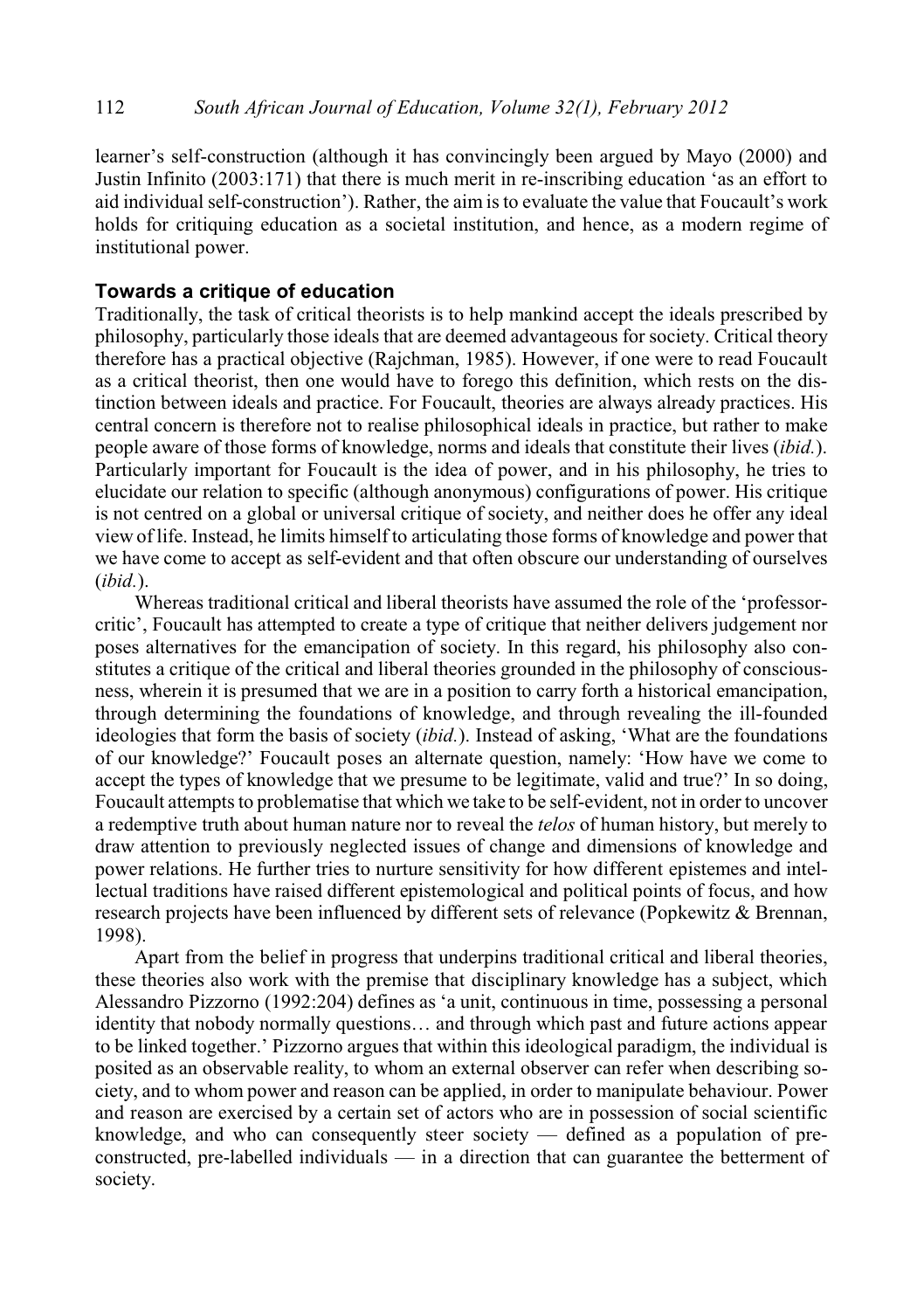learner's self-construction (although it has convincingly been argued by Mayo (2000) and Justin Infinito (2003:171) that there is much merit in re-inscribing education 'as an effort to aid individual self-construction'). Rather, the aim is to evaluate the value that Foucault's work holds for critiquing education as a societal institution, and hence, as a modern regime of institutional power.

## Towards a critique of education

Traditionally, the task of critical theorists is to help mankind accept the ideals prescribed by philosophy, particularly those ideals that are deemed advantageous for society. Critical theory therefore has a practical objective (Rajchman, 1985). However, if one were to read Foucault as a critical theorist, then one would have to forego this definition, which rests on the distinction between ideals and practice. For Foucault, theories are always already practices. His central concern is therefore not to realise philosophical ideals in practice, but rather to make people aware of those forms of knowledge, norms and ideals that constitute their lives (*ibid.*). Particularly important for Foucault is the idea of power, and in his philosophy, he tries to elucidate our relation to specific (although anonymous) configurations of power. His critique is not centred on a global or universal critique of society, and neither does he offer any ideal view of life. Instead, he limits himself to articulating those forms of knowledge and power that we have come to accept as self-evident and that often obscure our understanding of ourselves (*ibid.*).

Whereas traditional critical and liberal theorists have assumed the role of the 'professor-critic', Foucault has attempted to create a type of critique that neither delivers judgement nor poses alternatives for the emancipation of society. In this regard, his philosophy also constitutes a critique of the critical and liberal theories grounded in the philosophy of consciousness, wherein it is presumed that we are in a position to carry forth a historical emancipation, through determining the foundations of knowledge, and through revealing the ill-founded ideologies that form the basis of society (*ibid.*). Instead of asking, 'What are the foundations of our knowledge?' Foucault poses an alternate question, namely: 'How have we come to accept the types of knowledge that we presume to be legitimate, valid and true?' In so doing, Foucault attempts to problematise that which we take to be self-evident, not in order to uncover a redemptive truth about human nature nor to reveal the *telos* of human history, but merely to draw attention to previously neglected issues of change and dimensions of knowledge and power relations. He further tries to nurture sensitivity for how different epistemes and intellectual traditions have raised different epistemological and political points of focus, and how research projects have been influenced by different sets of relevance (Popkewitz & Brennan, 1998).

Apart from the belief in progress that underpins traditional critical and liberal theories, these theories also work with the premise that disciplinary knowledge has a subject, which Alessandro Pizzorno (1992:204) defines as 'a unit, continuous in time, possessing a personal identity that nobody normally questions… and through which past and future actions appear to be linked together.' Pizzorno argues that within this ideological paradigm, the individual is posited as an observable reality, to whom an external observer can refer when describing society, and to whom power and reason can be applied, in order to manipulate behaviour. Power and reason are exercised by a certain set of actors who are in possession of social scientific knowledge, and who can consequently steer society — defined as a population of pre-constructed, pre-labelled individuals — in a direction that can guarantee the betterment of society.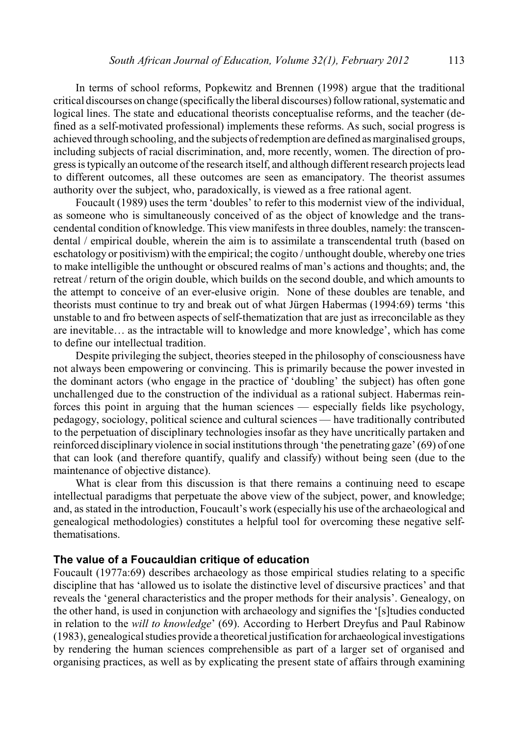In terms of school reforms, Popkewitz and Brennen (1998) argue that the traditional critical discourses on change (specifically the liberal discourses) follow rational, systematic and logical lines. The state and educational theorists conceptualise reforms, and the teacher (defined as a self-motivated professional) implements these reforms. As such, social progress is achieved through schooling, and the subjects of redemption are defined as marginalised groups, including subjects of racial discrimination, and, more recently, women. The direction of progress is typically an outcome of the research itself, and although different research projects lead to different outcomes, all these outcomes are seen as emancipatory. The theorist assumes authority over the subject, who, paradoxically, is viewed as a free rational agent.

Foucault (1989) uses the term 'doubles' to refer to this modernist view of the individual, as someone who is simultaneously conceived of as the object of knowledge and the transcendental condition of knowledge. This view manifests in three doubles, namely: the transcendental / empirical double, wherein the aim is to assimilate a transcendental truth (based on eschatology or positivism) with the empirical; the cogito / unthought double, whereby one tries to make intelligible the unthought or obscured realms of man's actions and thoughts; and, the retreat / return of the origin double, which builds on the second double, and which amounts to the attempt to conceive of an ever-elusive origin. None of these doubles are tenable, and theorists must continue to try and break out of what Jürgen Habermas (1994:69) terms 'this unstable to and fro between aspects of self-thematization that are just as irreconcilable as they are inevitable… as the intractable will to knowledge and more knowledge', which has come to define our intellectual tradition.

Despite privileging the subject, theories steeped in the philosophy of consciousness have not always been empowering or convincing. This is primarily because the power invested in the dominant actors (who engage in the practice of 'doubling' the subject) has often gone unchallenged due to the construction of the individual as a rational subject. Habermas reinforces this point in arguing that the human sciences — especially fields like psychology, pedagogy, sociology, political science and cultural sciences — have traditionally contributed to the perpetuation of disciplinary technologies insofar as they have uncritically partaken and reinforced disciplinary violence in social institutions through 'the penetrating gaze' (69) of one that can look (and therefore quantify, qualify and classify) without being seen (due to the maintenance of objective distance).

What is clear from this discussion is that there remains a continuing need to escape intellectual paradigms that perpetuate the above view of the subject, power, and knowledge; and, as stated in the introduction, Foucault's work (especially his use of the archaeological and genealogical methodologies) constitutes a helpful tool for overcoming these negative self-thematisations.

## The value of a Foucauldian critique of education

Foucault (1977a:69) describes archaeology as those empirical studies relating to a specific discipline that has 'allowed us to isolate the distinctive level of discursive practices' and that reveals the 'general characteristics and the proper methods for their analysis'. Genealogy, on the other hand, is used in conjunction with archaeology and signifies the '[s]tudies conducted in relation to the *will to knowledge*' (69). According to Herbert Dreyfus and Paul Rabinow (1983), genealogical studies provide a theoretical justification for archaeological investigations by rendering the human sciences comprehensible as part of a larger set of organised and organising practices, as well as by explicating the present state of affairs through examining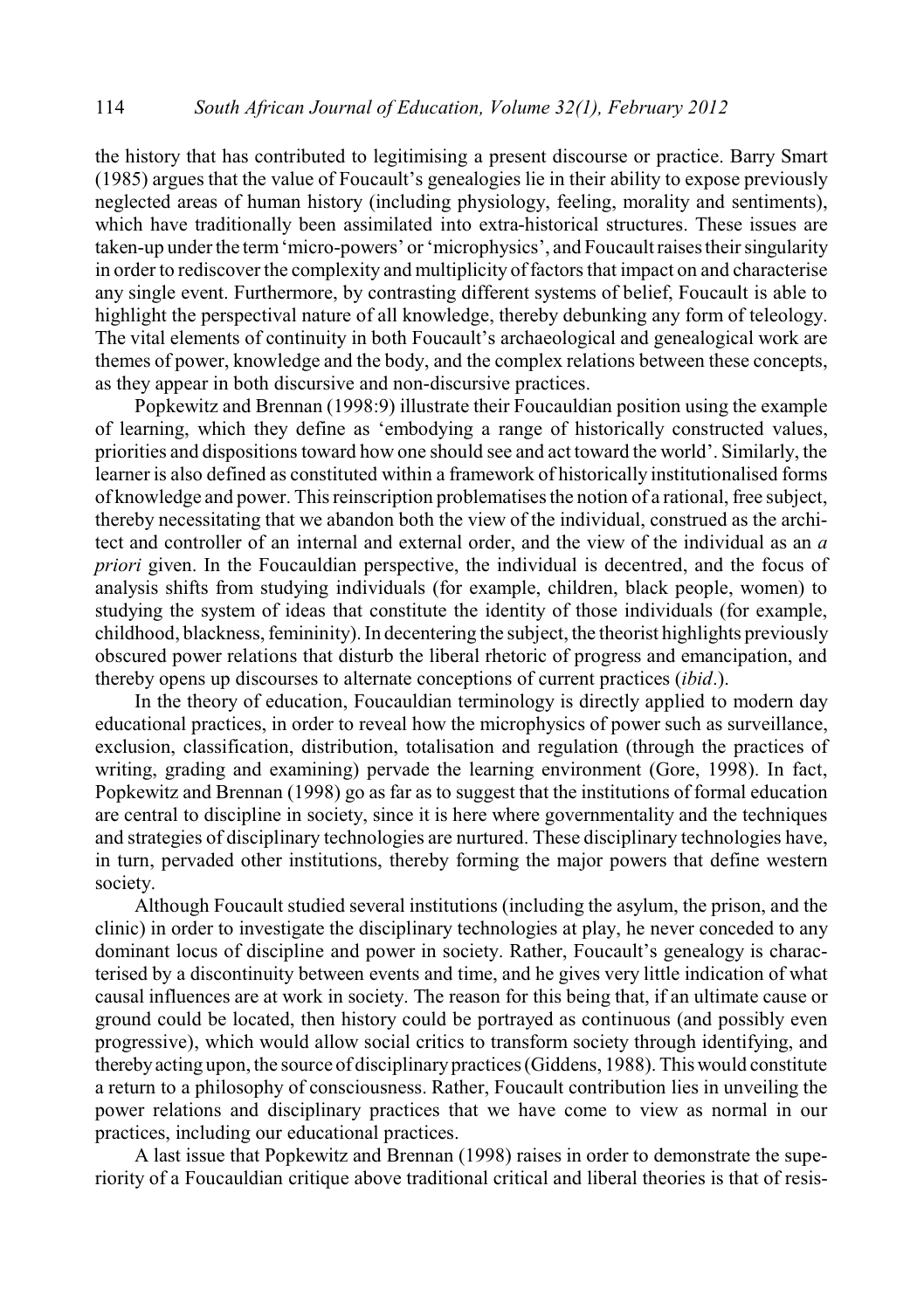the history that has contributed to legitimising a present discourse or practice. Barry Smart (1985) argues that the value of Foucault's genealogies lie in their ability to expose previously neglected areas of human history (including physiology, feeling, morality and sentiments), which have traditionally been assimilated into extra-historical structures. These issues are taken-up under the term 'micro-powers' or 'microphysics', and Foucault raises their singularity in order to rediscover the complexity and multiplicity of factors that impact on and characterise any single event. Furthermore, by contrasting different systems of belief, Foucault is able to highlight the perspectival nature of all knowledge, thereby debunking any form of teleology. The vital elements of continuity in both Foucault's archaeological and genealogical work are themes of power, knowledge and the body, and the complex relations between these concepts, as they appear in both discursive and non-discursive practices.

Popkewitz and Brennan (1998:9) illustrate their Foucauldian position using the example of learning, which they define as 'embodying a range of historically constructed values, priorities and dispositions toward how one should see and act toward the world'. Similarly, the learner is also defined as constituted within a framework of historically institutionalised forms of knowledge and power. This reinscription problematises the notion of a rational, free subject, thereby necessitating that we abandon both the view of the individual, construed as the architect and controller of an internal and external order, and the view of the individual as an *a priori* given. In the Foucauldian perspective, the individual is decentred, and the focus of analysis shifts from studying individuals (for example, children, black people, women) to studying the system of ideas that constitute the identity of those individuals (for example, childhood, blackness, femininity). In decentering the subject, the theorist highlights previously obscured power relations that disturb the liberal rhetoric of progress and emancipation, and thereby opens up discourses to alternate conceptions of current practices (*ibid*.).

In the theory of education, Foucauldian terminology is directly applied to modern day educational practices, in order to reveal how the microphysics of power such as surveillance, exclusion, classification, distribution, totalisation and regulation (through the practices of writing, grading and examining) pervade the learning environment (Gore, 1998). In fact, Popkewitz and Brennan (1998) go as far as to suggest that the institutions of formal education are central to discipline in society, since it is here where governmentality and the techniques and strategies of disciplinary technologies are nurtured. These disciplinary technologies have, in turn, pervaded other institutions, thereby forming the major powers that define western society.

Although Foucault studied several institutions (including the asylum, the prison, and the clinic) in order to investigate the disciplinary technologies at play, he never conceded to any dominant locus of discipline and power in society. Rather, Foucault's genealogy is characterised by a discontinuity between events and time, and he gives very little indication of what causal influences are at work in society. The reason for this being that, if an ultimate cause or ground could be located, then history could be portrayed as continuous (and possibly even progressive), which would allow social critics to transform society through identifying, and thereby acting upon, the source of disciplinary practices (Giddens, 1988). This would constitute a return to a philosophy of consciousness. Rather, Foucault contribution lies in unveiling the power relations and disciplinary practices that we have come to view as normal in our practices, including our educational practices.

A last issue that Popkewitz and Brennan (1998) raises in order to demonstrate the superiority of a Foucauldian critique above traditional critical and liberal theories is that of resis-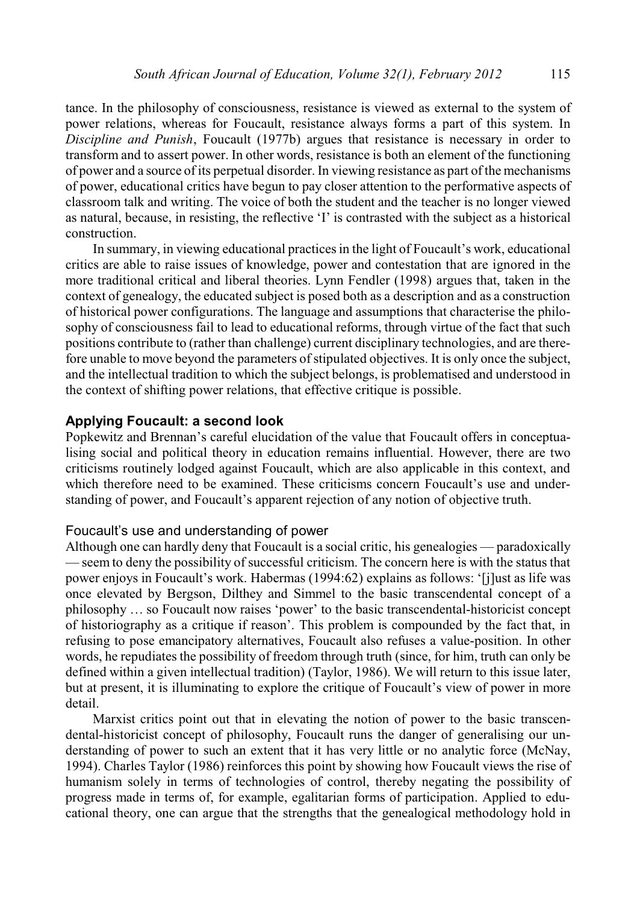tance. In the philosophy of consciousness, resistance is viewed as external to the system of power relations, whereas for Foucault, resistance always forms a part of this system. In *Discipline and Punish*, Foucault (1977b) argues that resistance is necessary in order to transform and to assert power. In other words, resistance is both an element of the functioning of power and a source of its perpetual disorder. In viewing resistance as part of the mechanisms of power, educational critics have begun to pay closer attention to the performative aspects of classroom talk and writing. The voice of both the student and the teacher is no longer viewed as natural, because, in resisting, the reflective 'I' is contrasted with the subject as a historical construction.

In summary, in viewing educational practices in the light of Foucault's work, educational critics are able to raise issues of knowledge, power and contestation that are ignored in the more traditional critical and liberal theories. Lynn Fendler (1998) argues that, taken in the context of genealogy, the educated subject is posed both as a description and as a construction of historical power configurations. The language and assumptions that characterise the philosophy of consciousness fail to lead to educational reforms, through virtue of the fact that such positions contribute to (rather than challenge) current disciplinary technologies, and are therefore unable to move beyond the parameters of stipulated objectives. It is only once the subject, and the intellectual tradition to which the subject belongs, is problematised and understood in the context of shifting power relations, that effective critique is possible.

## Applying Foucault: a second look

Popkewitz and Brennan's careful elucidation of the value that Foucault offers in conceptualising social and political theory in education remains influential. However, there are two criticisms routinely lodged against Foucault, which are also applicable in this context, and which therefore need to be examined. These criticisms concern Foucault's use and understanding of power, and Foucault's apparent rejection of any notion of objective truth.

### Foucault's use and understanding of power

Although one can hardly deny that Foucault is a social critic, his genealogies — paradoxically — seem to deny the possibility of successful criticism. The concern here is with the status that power enjoys in Foucault's work. Habermas (1994:62) explains as follows: '[j]ust as life was once elevated by Bergson, Dilthey and Simmel to the basic transcendental concept of a philosophy … so Foucault now raises 'power' to the basic transcendental-historicist concept of historiography as a critique if reason'. This problem is compounded by the fact that, in refusing to pose emancipatory alternatives, Foucault also refuses a value-position. In other words, he repudiates the possibility of freedom through truth (since, for him, truth can only be defined within a given intellectual tradition) (Taylor, 1986). We will return to this issue later, but at present, it is illuminating to explore the critique of Foucault's view of power in more detail.

Marxist critics point out that in elevating the notion of power to the basic transcendental-historicist concept of philosophy, Foucault runs the danger of generalising our understanding of power to such an extent that it has very little or no analytic force (McNay, 1994). Charles Taylor (1986) reinforces this point by showing how Foucault views the rise of humanism solely in terms of technologies of control, thereby negating the possibility of progress made in terms of, for example, egalitarian forms of participation. Applied to educational theory, one can argue that the strengths that the genealogical methodology hold in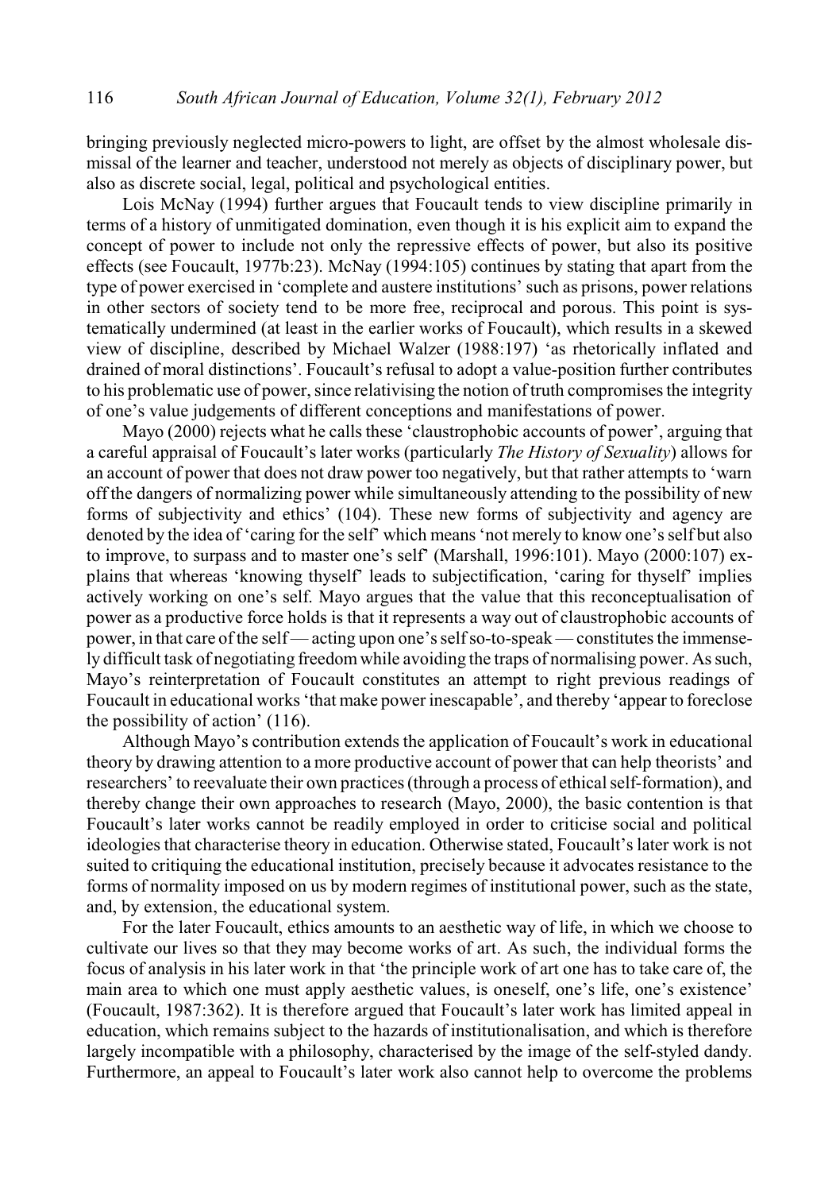bringing previously neglected micro-powers to light, are offset by the almost wholesale dismissal of the learner and teacher, understood not merely as objects of disciplinary power, but also as discrete social, legal, political and psychological entities.

Lois McNay (1994) further argues that Foucault tends to view discipline primarily in terms of a history of unmitigated domination, even though it is his explicit aim to expand the concept of power to include not only the repressive effects of power, but also its positive effects (see Foucault, 1977b:23). McNay (1994:105) continues by stating that apart from the type of power exercised in 'complete and austere institutions' such as prisons, power relations in other sectors of society tend to be more free, reciprocal and porous. This point is systematically undermined (at least in the earlier works of Foucault), which results in a skewed view of discipline, described by Michael Walzer (1988:197) 'as rhetorically inflated and drained of moral distinctions'. Foucault's refusal to adopt a value-position further contributes to his problematic use of power, since relativising the notion of truth compromises the integrity of one's value judgements of different conceptions and manifestations of power.

Mayo (2000) rejects what he calls these 'claustrophobic accounts of power', arguing that a careful appraisal of Foucault's later works (particularly *The History of Sexuality*) allows for an account of power that does not draw power too negatively, but that rather attempts to 'warn off the dangers of normalizing power while simultaneously attending to the possibility of new forms of subjectivity and ethics' (104). These new forms of subjectivity and agency are denoted by the idea of 'caring for the self' which means 'not merely to know one's self but also to improve, to surpass and to master one's self' (Marshall, 1996:101). Mayo (2000:107) explains that whereas 'knowing thyself' leads to subjectification, 'caring for thyself' implies actively working on one's self. Mayo argues that the value that this reconceptualisation of power as a productive force holds is that it represents a way out of claustrophobic accounts of power, in that care of the self — acting upon one's self so-to-speak — constitutes the immensely difficult task of negotiating freedom while avoiding the traps of normalising power. As such, Mayo's reinterpretation of Foucault constitutes an attempt to right previous readings of Foucault in educational works 'that make power inescapable', and thereby 'appear to foreclose the possibility of action' (116).

Although Mayo's contribution extends the application of Foucault's work in educational theory by drawing attention to a more productive account of power that can help theorists' and researchers' to reevaluate their own practices (through a process of ethical self-formation), and thereby change their own approaches to research (Mayo, 2000), the basic contention is that Foucault's later works cannot be readily employed in order to criticise social and political ideologies that characterise theory in education. Otherwise stated, Foucault's later work is not suited to critiquing the educational institution, precisely because it advocates resistance to the forms of normality imposed on us by modern regimes of institutional power, such as the state, and, by extension, the educational system.

For the later Foucault, ethics amounts to an aesthetic way of life, in which we choose to cultivate our lives so that they may become works of art. As such, the individual forms the focus of analysis in his later work in that 'the principle work of art one has to take care of, the main area to which one must apply aesthetic values, is oneself, one's life, one's existence' (Foucault, 1987:362). It is therefore argued that Foucault's later work has limited appeal in education, which remains subject to the hazards of institutionalisation, and which is therefore largely incompatible with a philosophy, characterised by the image of the self-styled dandy. Furthermore, an appeal to Foucault's later work also cannot help to overcome the problems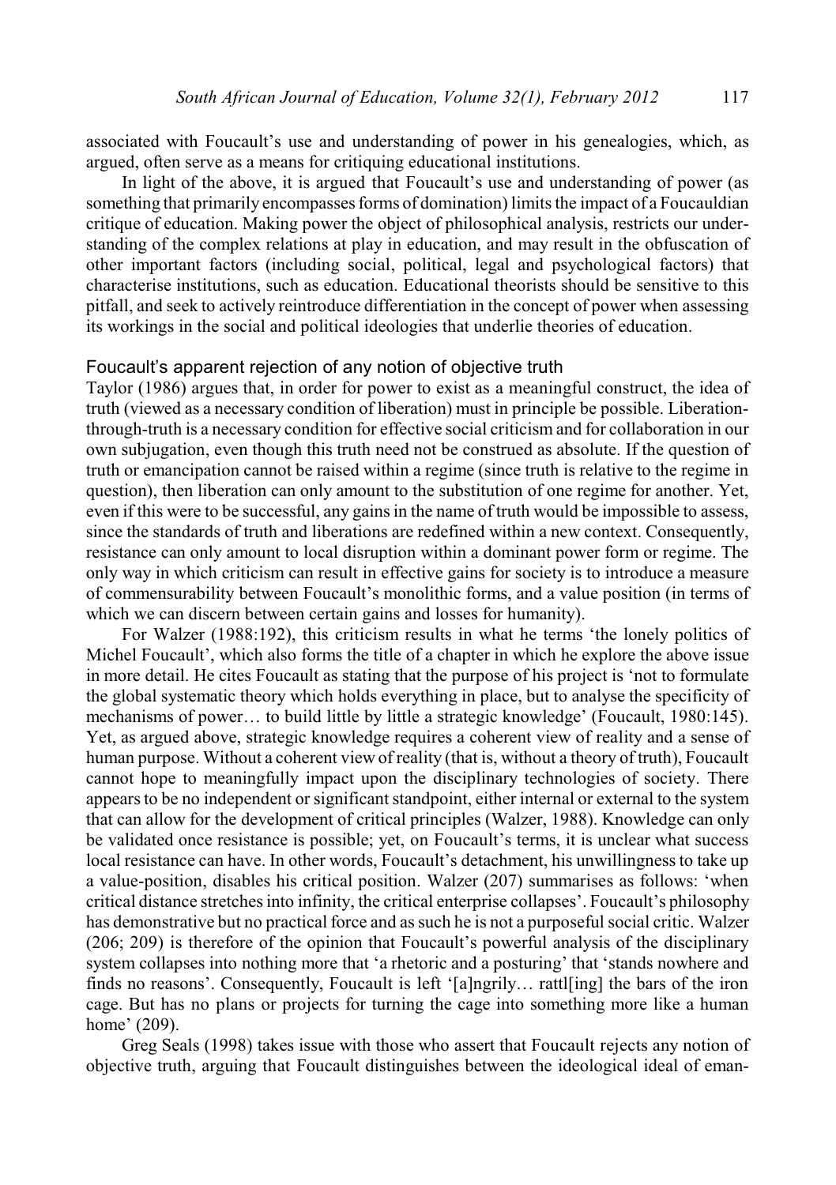associated with Foucault's use and understanding of power in his genealogies, which, as argued, often serve as a means for critiquing educational institutions.

In light of the above, it is argued that Foucault's use and understanding of power (as something that primarily encompasses forms of domination) limits the impact of a Foucauldian critique of education. Making power the object of philosophical analysis, restricts our understanding of the complex relations at play in education, and may result in the obfuscation of other important factors (including social, political, legal and psychological factors) that characterise institutions, such as education. Educational theorists should be sensitive to this pitfall, and seek to actively reintroduce differentiation in the concept of power when assessing its workings in the social and political ideologies that underlie theories of education.

## Foucault's apparent rejection of any notion of objective truth

Taylor (1986) argues that, in order for power to exist as a meaningful construct, the idea of truth (viewed as a necessary condition of liberation) must in principle be possible. Liberation-through-truth is a necessary condition for effective social criticism and for collaboration in our own subjugation, even though this truth need not be construed as absolute. If the question of truth or emancipation cannot be raised within a regime (since truth is relative to the regime in question), then liberation can only amount to the substitution of one regime for another. Yet, even if this were to be successful, any gains in the name of truth would be impossible to assess, since the standards of truth and liberations are redefined within a new context. Consequently, resistance can only amount to local disruption within a dominant power form or regime. The only way in which criticism can result in effective gains for society is to introduce a measure of commensurability between Foucault's monolithic forms, and a value position (in terms of which we can discern between certain gains and losses for humanity).

For Walzer (1988:192), this criticism results in what he terms 'the lonely politics of Michel Foucault', which also forms the title of a chapter in which he explore the above issue in more detail. He cites Foucault as stating that the purpose of his project is 'not to formulate the global systematic theory which holds everything in place, but to analyse the specificity of mechanisms of power… to build little by little a strategic knowledge' (Foucault, 1980:145). Yet, as argued above, strategic knowledge requires a coherent view of reality and a sense of human purpose. Without a coherent view of reality (that is, without a theory of truth), Foucault cannot hope to meaningfully impact upon the disciplinary technologies of society. There appears to be no independent or significant standpoint, either internal or external to the system that can allow for the development of critical principles (Walzer, 1988). Knowledge can only be validated once resistance is possible; yet, on Foucault's terms, it is unclear what success local resistance can have. In other words, Foucault's detachment, his unwillingness to take up a value-position, disables his critical position. Walzer (207) summarises as follows: 'when critical distance stretches into infinity, the critical enterprise collapses'. Foucault's philosophy has demonstrative but no practical force and as such he is not a purposeful social critic. Walzer (206; 209) is therefore of the opinion that Foucault's powerful analysis of the disciplinary system collapses into nothing more that 'a rhetoric and a posturing' that 'stands nowhere and finds no reasons'. Consequently, Foucault is left '[a]ngrily… rattl[ing] the bars of the iron cage. But has no plans or projects for turning the cage into something more like a human home' (209).

Greg Seals (1998) takes issue with those who assert that Foucault rejects any notion of objective truth, arguing that Foucault distinguishes between the ideological ideal of eman-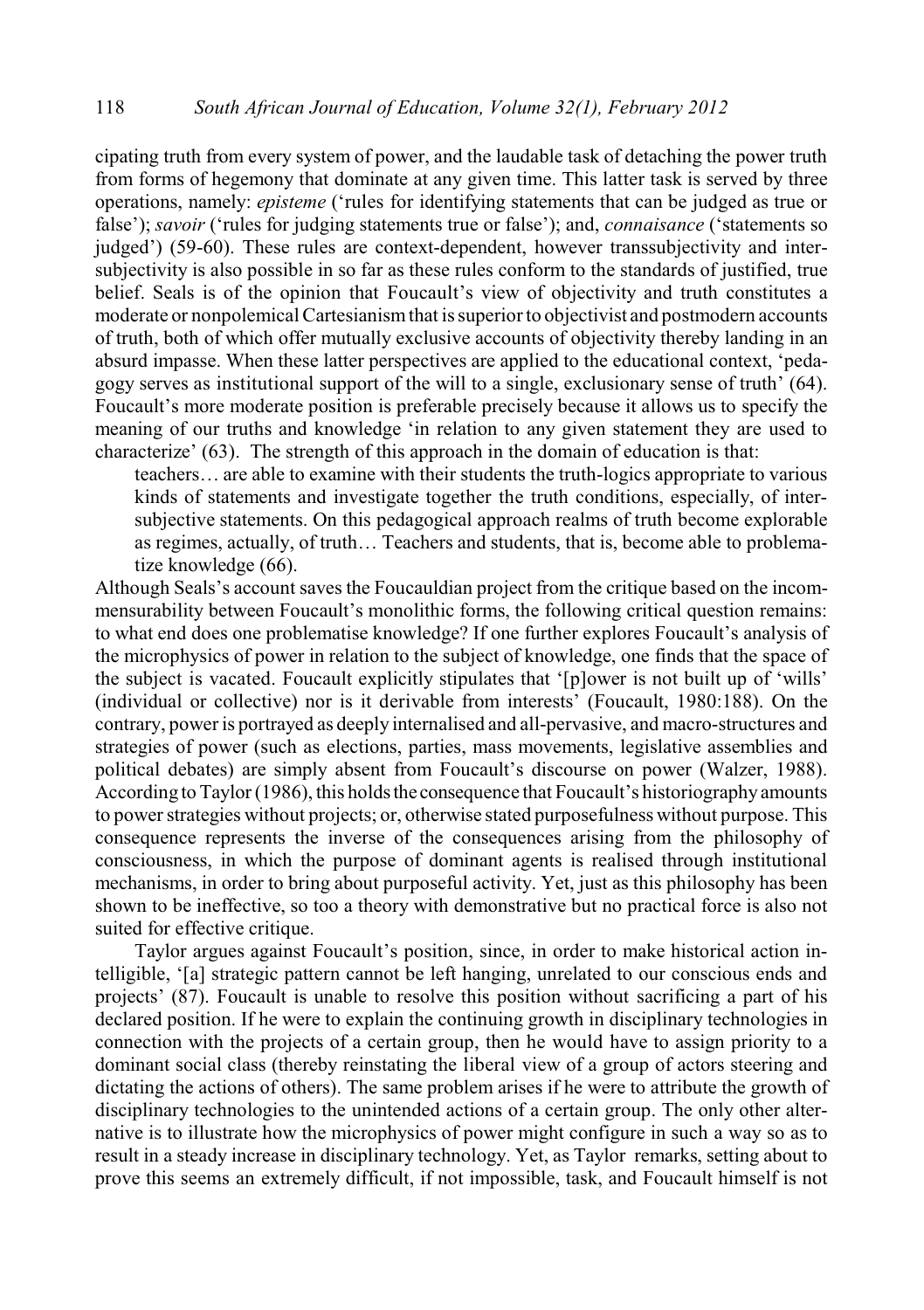cipating truth from every system of power, and the laudable task of detaching the power truth from forms of hegemony that dominate at any given time. This latter task is served by three operations, namely: *episteme* ('rules for identifying statements that can be judged as true or false'); *savoir* ('rules for judging statements true or false'); and, *connaisance* ('statements so judged') (59-60). These rules are context-dependent, however transsubjectivity and intersubjectivity is also possible in so far as these rules conform to the standards of justified, true belief. Seals is of the opinion that Foucault's view of objectivity and truth constitutes a moderate or nonpolemical Cartesianism that is superior to objectivist and postmodern accounts of truth, both of which offer mutually exclusive accounts of objectivity thereby landing in an absurd impasse. When these latter perspectives are applied to the educational context, 'pedagogy serves as institutional support of the will to a single, exclusionary sense of truth' (64). Foucault's more moderate position is preferable precisely because it allows us to specify the meaning of our truths and knowledge 'in relation to any given statement they are used to characterize' (63). The strength of this approach in the domain of education is that:

> teachers… are able to examine with their students the truth-logics appropriate to various kinds of statements and investigate together the truth conditions, especially, of intersubjective statements. On this pedagogical approach realms of truth become explorable as regimes, actually, of truth… Teachers and students, that is, become able to problematize knowledge (66).

Although Seals's account saves the Foucauldian project from the critique based on the incommensurability between Foucault's monolithic forms, the following critical question remains: to what end does one problematise knowledge? If one further explores Foucault's analysis of the microphysics of power in relation to the subject of knowledge, one finds that the space of the subject is vacated. Foucault explicitly stipulates that '[p]ower is not built up of 'wills' (individual or collective) nor is it derivable from interests' (Foucault, 1980:188). On the contrary, power is portrayed as deeply internalised and all-pervasive, and macro-structures and strategies of power (such as elections, parties, mass movements, legislative assemblies and political debates) are simply absent from Foucault's discourse on power (Walzer, 1988). According to Taylor (1986), this holds the consequence that Foucault's historiography amounts to power strategies without projects; or, otherwise stated purposefulness without purpose. This consequence represents the inverse of the consequences arising from the philosophy of consciousness, in which the purpose of dominant agents is realised through institutional mechanisms, in order to bring about purposeful activity. Yet, just as this philosophy has been shown to be ineffective, so too a theory with demonstrative but no practical force is also not suited for effective critique.

Taylor argues against Foucault's position, since, in order to make historical action intelligible, '[a] strategic pattern cannot be left hanging, unrelated to our conscious ends and projects' (87). Foucault is unable to resolve this position without sacrificing a part of his declared position. If he were to explain the continuing growth in disciplinary technologies in connection with the projects of a certain group, then he would have to assign priority to a dominant social class (thereby reinstating the liberal view of a group of actors steering and dictating the actions of others). The same problem arises if he were to attribute the growth of disciplinary technologies to the unintended actions of a certain group. The only other alternative is to illustrate how the microphysics of power might configure in such a way so as to result in a steady increase in disciplinary technology. Yet, as Taylor remarks, setting about to prove this seems an extremely difficult, if not impossible, task, and Foucault himself is not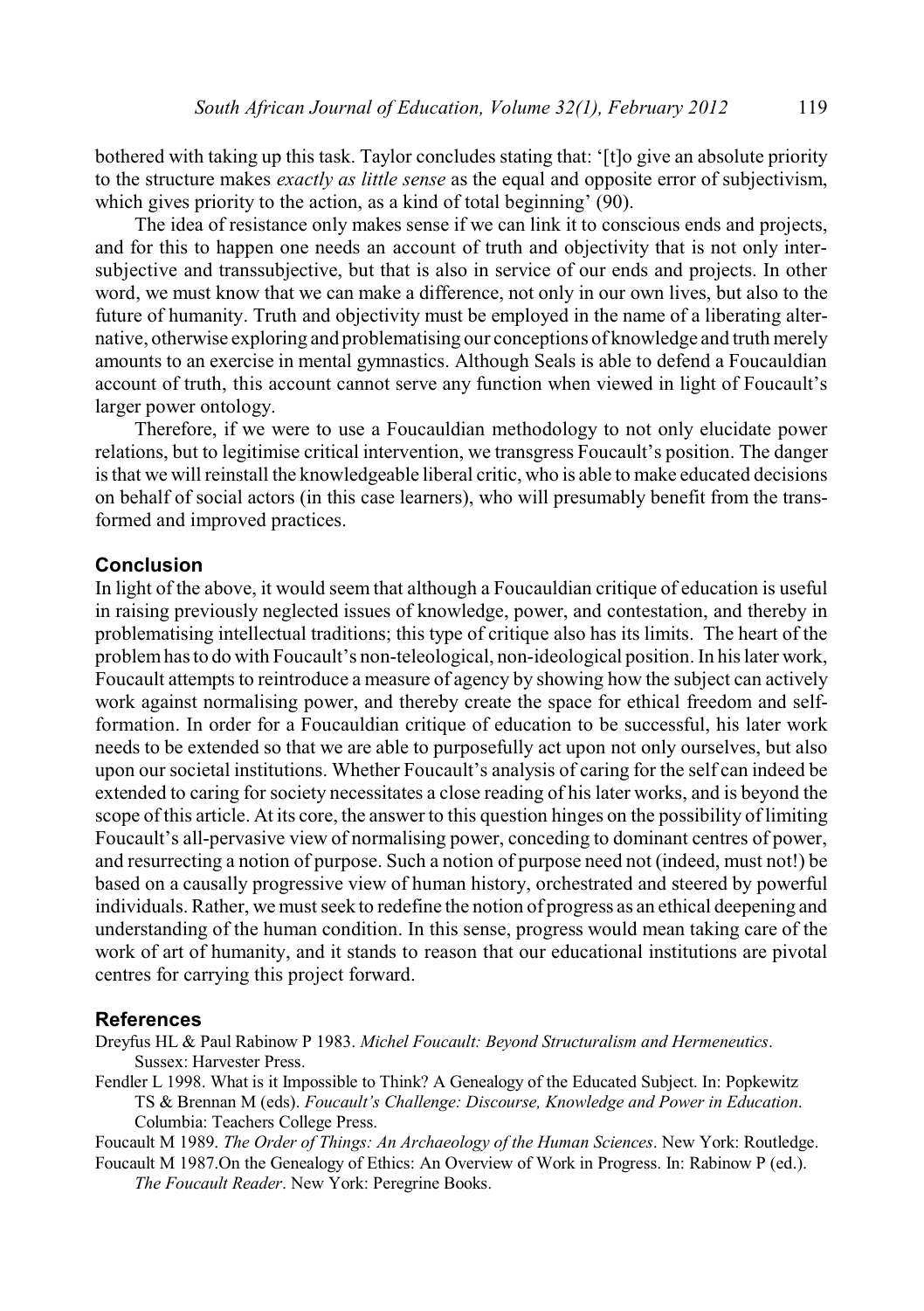bothered with taking up this task. Taylor concludes stating that: '[t]o give an absolute priority to the structure makes *exactly as little sense* as the equal and opposite error of subjectivism, which gives priority to the action, as a kind of total beginning' (90).

The idea of resistance only makes sense if we can link it to conscious ends and projects, and for this to happen one needs an account of truth and objectivity that is not only intersubjective and transsubjective, but that is also in service of our ends and projects. In other word, we must know that we can make a difference, not only in our own lives, but also to the future of humanity. Truth and objectivity must be employed in the name of a liberating alternative, otherwise exploring and problematising our conceptions of knowledge and truth merely amounts to an exercise in mental gymnastics. Although Seals is able to defend a Foucauldian account of truth, this account cannot serve any function when viewed in light of Foucault's larger power ontology.

Therefore, if we were to use a Foucauldian methodology to not only elucidate power relations, but to legitimise critical intervention, we transgress Foucault's position. The danger is that we will reinstall the knowledgeable liberal critic, who is able to make educated decisions on behalf of social actors (in this case learners), who will presumably benefit from the transformed and improved practices.

## Conclusion

In light of the above, it would seem that although a Foucauldian critique of education is useful in raising previously neglected issues of knowledge, power, and contestation, and thereby in problematising intellectual traditions; this type of critique also has its limits. The heart of the problem has to do with Foucault's non-teleological, non-ideological position. In his later work, Foucault attempts to reintroduce a measure of agency by showing how the subject can actively work against normalising power, and thereby create the space for ethical freedom and self-formation. In order for a Foucauldian critique of education to be successful, his later work needs to be extended so that we are able to purposefully act upon not only ourselves, but also upon our societal institutions. Whether Foucault's analysis of caring for the self can indeed be extended to caring for society necessitates a close reading of his later works, and is beyond the scope of this article. At its core, the answer to this question hinges on the possibility of limiting Foucault's all-pervasive view of normalising power, conceding to dominant centres of power, and resurrecting a notion of purpose. Such a notion of purpose need not (indeed, must not!) be based on a causally progressive view of human history, orchestrated and steered by powerful individuals. Rather, we must seek to redefine the notion of progress as an ethical deepening and understanding of the human condition. In this sense, progress would mean taking care of the work of art of humanity, and it stands to reason that our educational institutions are pivotal centres for carrying this project forward.

## References

Dreyfus HL & Paul Rabinow P 1983. *Michel Foucault: Beyond Structuralism and Hermeneutics*. Sussex: Harvester Press.

Fendler L 1998. What is it Impossible to Think? A Genealogy of the Educated Subject. In: Popkewitz TS & Brennan M (eds). *Foucault's Challenge: Discourse, Knowledge and Power in Education*. Columbia: Teachers College Press.

Foucault M 1989. *The Order of Things: An Archaeology of the Human Sciences*. New York: Routledge.

Foucault M 1987.On the Genealogy of Ethics: An Overview of Work in Progress. In: Rabinow P (ed.). *The Foucault Reader*. New York: Peregrine Books.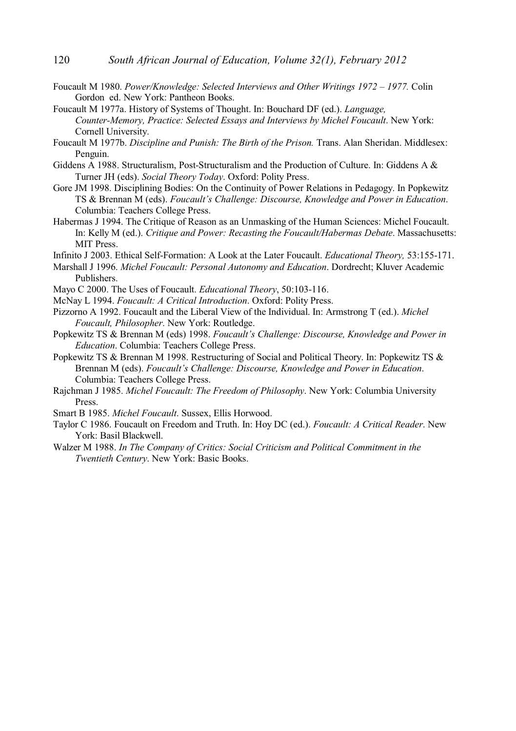Foucault M 1980. *Power/Knowledge: Selected Interviews and Other Writings 1972 – 1977.* Colin Gordon ed. New York: Pantheon Books.

Foucault M 1977a. History of Systems of Thought. In: Bouchard DF (ed.). *Language, Counter-Memory, Practice: Selected Essays and Interviews by Michel Foucault*. New York: Cornell University.

Foucault M 1977b. *Discipline and Punish: The Birth of the Prison.* Trans. Alan Sheridan. Middlesex: Penguin.

Giddens A 1988. Structuralism, Post-Structuralism and the Production of Culture. In: Giddens A & Turner JH (eds). *Social Theory Today*. Oxford: Polity Press.

Gore JM 1998. Disciplining Bodies: On the Continuity of Power Relations in Pedagogy. In Popkewitz TS & Brennan M (eds). *Foucault's Challenge: Discourse, Knowledge and Power in Education*. Columbia: Teachers College Press.

Habermas J 1994. The Critique of Reason as an Unmasking of the Human Sciences: Michel Foucault. In: Kelly M (ed.). *Critique and Power: Recasting the Foucault/Habermas Debate*. Massachusetts: MIT Press.

Infinito J 2003. Ethical Self-Formation: A Look at the Later Foucault. *Educational Theory,* 53:155-171.

Marshall J 1996. *Michel Foucault: Personal Autonomy and Education*. Dordrecht; Kluver Academic Publishers.

Mayo C 2000. The Uses of Foucault. *Educational Theory*, 50:103-116.

McNay L 1994. *Foucault: A Critical Introduction*. Oxford: Polity Press.

Pizzorno A 1992. Foucault and the Liberal View of the Individual. In: Armstrong T (ed.). *Michel Foucault, Philosopher*. New York: Routledge.

Popkewitz TS & Brennan M (eds) 1998. *Foucault's Challenge: Discourse, Knowledge and Power in Education*. Columbia: Teachers College Press.

Popkewitz TS & Brennan M 1998. Restructuring of Social and Political Theory. In: Popkewitz TS & Brennan M (eds). *Foucault's Challenge: Discourse, Knowledge and Power in Education*. Columbia: Teachers College Press.

Rajchman J 1985. *Michel Foucault: The Freedom of Philosophy*. New York: Columbia University Press.

Smart B 1985. *Michel Foucault*. Sussex, Ellis Horwood.

Taylor C 1986. Foucault on Freedom and Truth. In: Hoy DC (ed.). *Foucault: A Critical Reader*. New York: Basil Blackwell.

Walzer M 1988. *In The Company of Critics: Social Criticism and Political Commitment in the Twentieth Century*. New York: Basic Books.